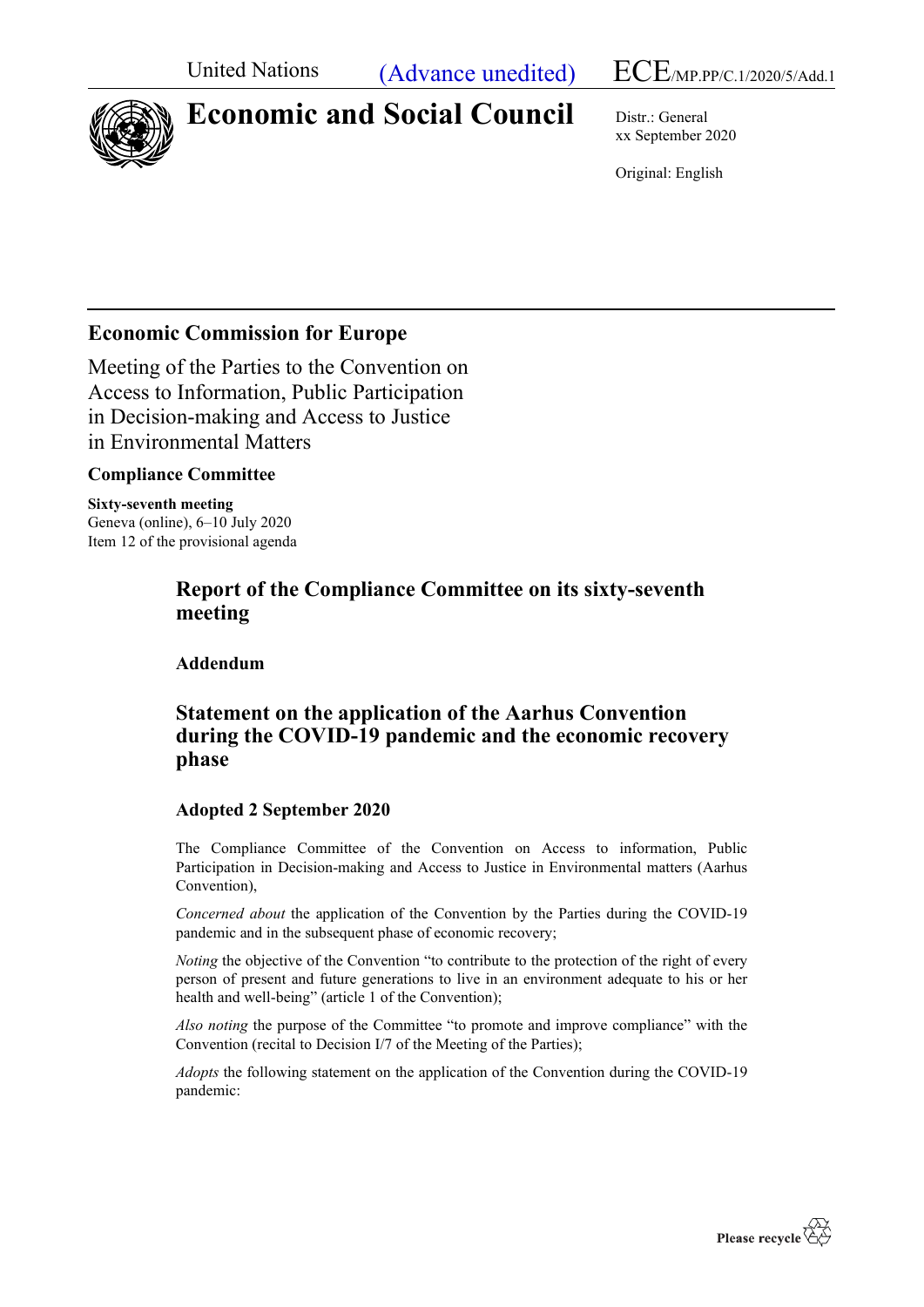United Nations (Advance unedited) ECE/MP.PP/C.1/2020/5/Add.1

# Economic and Social Council

Distr.: General
xx September 2020

Original: English

## Economic Commission for Europe

Meeting of the Parties to the Convention on Access to Information, Public Participation in Decision-making and Access to Justice in Environmental Matters

### Compliance Committee

**Sixty-seventh meeting**
Geneva (online), 6–10 July 2020
Item 12 of the provisional agenda

## Report of the Compliance Committee on its sixty-seventh meeting

### Addendum

## Statement on the application of the Aarhus Convention during the COVID-19 pandemic and the economic recovery phase

### Adopted 2 September 2020

The Compliance Committee of the Convention on Access to information, Public Participation in Decision-making and Access to Justice in Environmental matters (Aarhus Convention),

*Concerned about* the application of the Convention by the Parties during the COVID-19 pandemic and in the subsequent phase of economic recovery;

*Noting* the objective of the Convention "to contribute to the protection of the right of every person of present and future generations to live in an environment adequate to his or her health and well-being" (article 1 of the Convention);

*Also noting* the purpose of the Committee "to promote and improve compliance" with the Convention (recital to Decision I/7 of the Meeting of the Parties);

*Adopts* the following statement on the application of the Convention during the COVID-19 pandemic: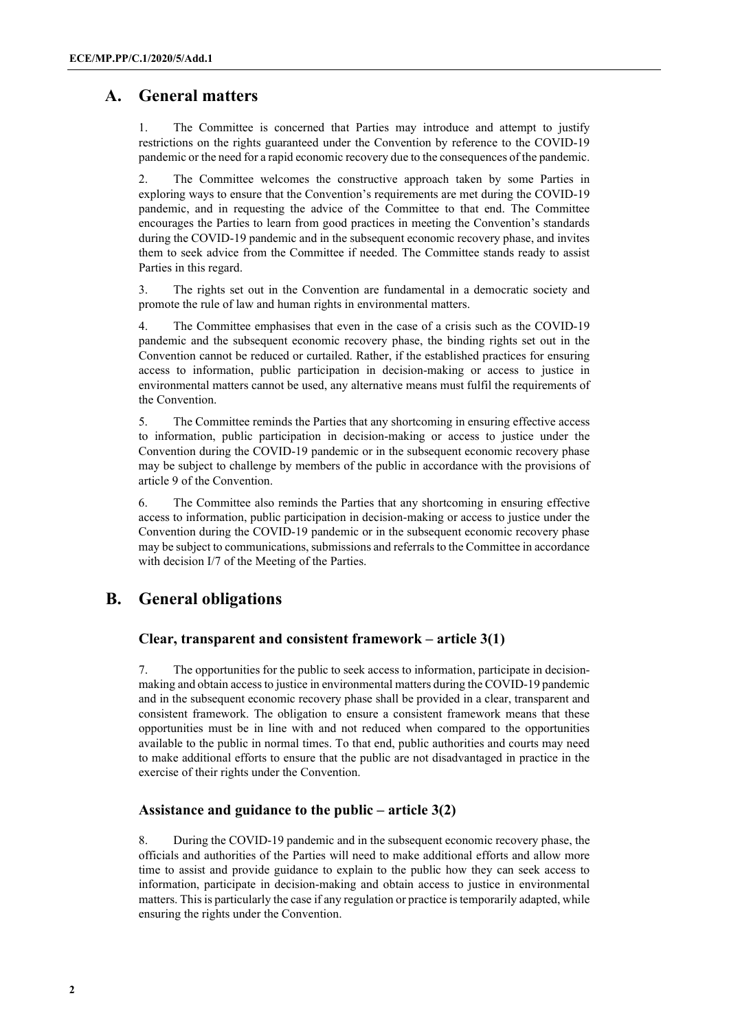## A. General matters

1. The Committee is concerned that Parties may introduce and attempt to justify restrictions on the rights guaranteed under the Convention by reference to the COVID-19 pandemic or the need for a rapid economic recovery due to the consequences of the pandemic.

2. The Committee welcomes the constructive approach taken by some Parties in exploring ways to ensure that the Convention's requirements are met during the COVID-19 pandemic, and in requesting the advice of the Committee to that end. The Committee encourages the Parties to learn from good practices in meeting the Convention's standards during the COVID-19 pandemic and in the subsequent economic recovery phase, and invites them to seek advice from the Committee if needed. The Committee stands ready to assist Parties in this regard.

3. The rights set out in the Convention are fundamental in a democratic society and promote the rule of law and human rights in environmental matters.

4. The Committee emphasises that even in the case of a crisis such as the COVID-19 pandemic and the subsequent economic recovery phase, the binding rights set out in the Convention cannot be reduced or curtailed. Rather, if the established practices for ensuring access to information, public participation in decision-making or access to justice in environmental matters cannot be used, any alternative means must fulfil the requirements of the Convention.

5. The Committee reminds the Parties that any shortcoming in ensuring effective access to information, public participation in decision-making or access to justice under the Convention during the COVID-19 pandemic or in the subsequent economic recovery phase may be subject to challenge by members of the public in accordance with the provisions of article 9 of the Convention.

6. The Committee also reminds the Parties that any shortcoming in ensuring effective access to information, public participation in decision-making or access to justice under the Convention during the COVID-19 pandemic or in the subsequent economic recovery phase may be subject to communications, submissions and referrals to the Committee in accordance with decision I/7 of the Meeting of the Parties.

## B. General obligations

### Clear, transparent and consistent framework – article 3(1)

7. The opportunities for the public to seek access to information, participate in decision-making and obtain access to justice in environmental matters during the COVID-19 pandemic and in the subsequent economic recovery phase shall be provided in a clear, transparent and consistent framework. The obligation to ensure a consistent framework means that these opportunities must be in line with and not reduced when compared to the opportunities available to the public in normal times. To that end, public authorities and courts may need to make additional efforts to ensure that the public are not disadvantaged in practice in the exercise of their rights under the Convention.

### Assistance and guidance to the public – article 3(2)

8. During the COVID-19 pandemic and in the subsequent economic recovery phase, the officials and authorities of the Parties will need to make additional efforts and allow more time to assist and provide guidance to explain to the public how they can seek access to information, participate in decision-making and obtain access to justice in environmental matters. This is particularly the case if any regulation or practice is temporarily adapted, while ensuring the rights under the Convention.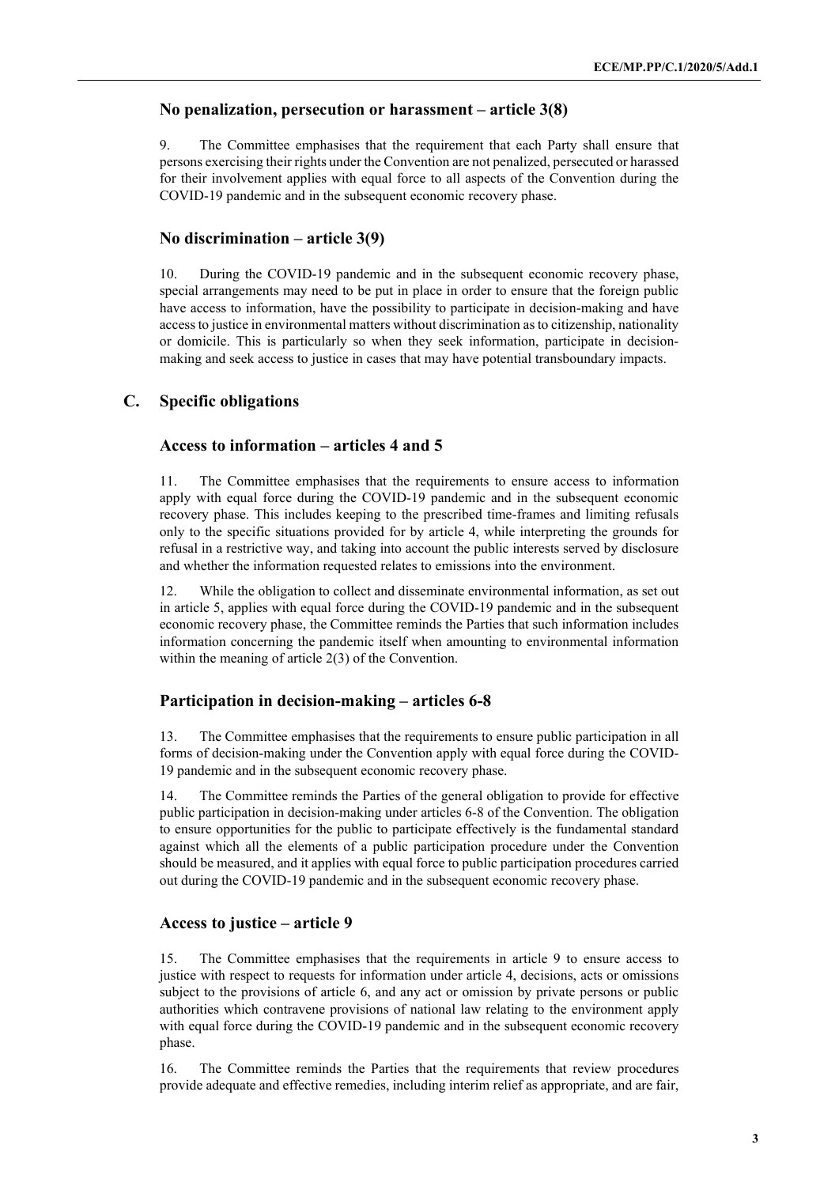### No penalization, persecution or harassment – article 3(8)

9. The Committee emphasises that the requirement that each Party shall ensure that persons exercising their rights under the Convention are not penalized, persecuted or harassed for their involvement applies with equal force to all aspects of the Convention during the COVID-19 pandemic and in the subsequent economic recovery phase.

### No discrimination – article 3(9)

10. During the COVID-19 pandemic and in the subsequent economic recovery phase, special arrangements may need to be put in place in order to ensure that the foreign public have access to information, have the possibility to participate in decision-making and have access to justice in environmental matters without discrimination as to citizenship, nationality or domicile. This is particularly so when they seek information, participate in decision-making and seek access to justice in cases that may have potential transboundary impacts.

## C. Specific obligations

### Access to information – articles 4 and 5

11. The Committee emphasises that the requirements to ensure access to information apply with equal force during the COVID-19 pandemic and in the subsequent economic recovery phase. This includes keeping to the prescribed time-frames and limiting refusals only to the specific situations provided for by article 4, while interpreting the grounds for refusal in a restrictive way, and taking into account the public interests served by disclosure and whether the information requested relates to emissions into the environment.

12. While the obligation to collect and disseminate environmental information, as set out in article 5, applies with equal force during the COVID-19 pandemic and in the subsequent economic recovery phase, the Committee reminds the Parties that such information includes information concerning the pandemic itself when amounting to environmental information within the meaning of article 2(3) of the Convention.

### Participation in decision-making – articles 6-8

13. The Committee emphasises that the requirements to ensure public participation in all forms of decision-making under the Convention apply with equal force during the COVID-19 pandemic and in the subsequent economic recovery phase.

14. The Committee reminds the Parties of the general obligation to provide for effective public participation in decision-making under articles 6-8 of the Convention. The obligation to ensure opportunities for the public to participate effectively is the fundamental standard against which all the elements of a public participation procedure under the Convention should be measured, and it applies with equal force to public participation procedures carried out during the COVID-19 pandemic and in the subsequent economic recovery phase.

### Access to justice – article 9

15. The Committee emphasises that the requirements in article 9 to ensure access to justice with respect to requests for information under article 4, decisions, acts or omissions subject to the provisions of article 6, and any act or omission by private persons or public authorities which contravene provisions of national law relating to the environment apply with equal force during the COVID-19 pandemic and in the subsequent economic recovery phase.

16. The Committee reminds the Parties that the requirements that review procedures provide adequate and effective remedies, including interim relief as appropriate, and are fair,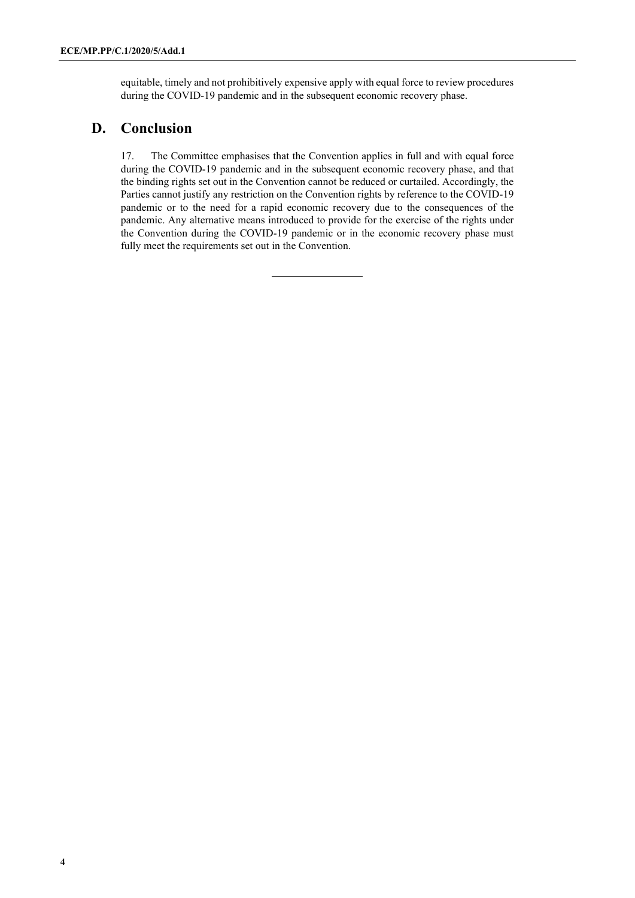equitable, timely and not prohibitively expensive apply with equal force to review procedures during the COVID-19 pandemic and in the subsequent economic recovery phase.

## D. Conclusion

17. The Committee emphasises that the Convention applies in full and with equal force during the COVID-19 pandemic and in the subsequent economic recovery phase, and that the binding rights set out in the Convention cannot be reduced or curtailed. Accordingly, the Parties cannot justify any restriction on the Convention rights by reference to the COVID-19 pandemic or to the need for a rapid economic recovery due to the consequences of the pandemic. Any alternative means introduced to provide for the exercise of the rights under the Convention during the COVID-19 pandemic or in the economic recovery phase must fully meet the requirements set out in the Convention.